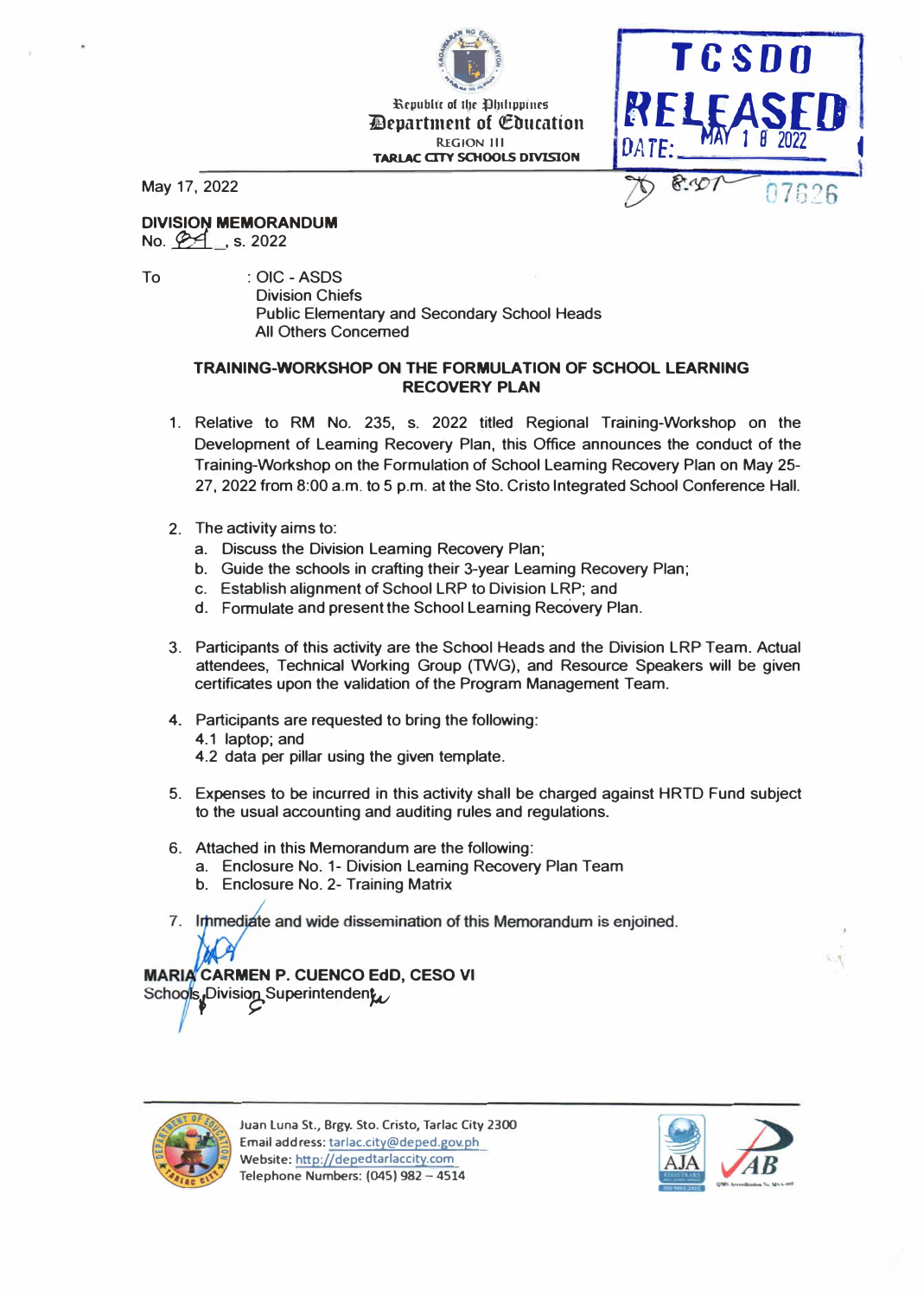Republic of the Philippines
Department of Education
REGION III
TARLAC CITY SCHOOLS DIVISION

TCSDO RELEASED DATE: MAY 18 2022

May 17, 2022

**DIVISION MEMORANDUM**
No. 84, s. 2022

To : OIC - ASDS
Division Chiefs
Public Elementary and Secondary School Heads
All Others Concerned

**TRAINING-WORKSHOP ON THE FORMULATION OF SCHOOL LEARNING RECOVERY PLAN**

1. Relative to RM No. 235, s. 2022 titled Regional Training-Workshop on the Development of Learning Recovery Plan, this Office announces the conduct of the Training-Workshop on the Formulation of School Learning Recovery Plan on May 25-27, 2022 from 8:00 a.m. to 5 p.m. at the Sto. Cristo Integrated School Conference Hall.

2. The activity aims to:
   a. Discuss the Division Learning Recovery Plan;
   b. Guide the schools in crafting their 3-year Learning Recovery Plan;
   c. Establish alignment of School LRP to Division LRP; and
   d. Formulate and present the School Learning Recovery Plan.

3. Participants of this activity are the School Heads and the Division LRP Team. Actual attendees, Technical Working Group (TWG), and Resource Speakers will be given certificates upon the validation of the Program Management Team.

4. Participants are requested to bring the following:
   4.1 laptop; and
   4.2 data per pillar using the given template.

5. Expenses to be incurred in this activity shall be charged against HRTD Fund subject to the usual accounting and auditing rules and regulations.

6. Attached in this Memorandum are the following:
   a. Enclosure No. 1- Division Learning Recovery Plan Team
   b. Enclosure No. 2- Training Matrix

7. Immediate and wide dissemination of this Memorandum is enjoined.

**MARIA CARMEN P. CUENCO EdD, CESO VI**
Schools Division Superintendent

Juan Luna St., Brgy. Sto. Cristo, Tarlac City 2300
Email address: tarlac.city@deped.gov.ph
Website: http://depedtarlaccity.com
Telephone Numbers: (045) 982 – 4514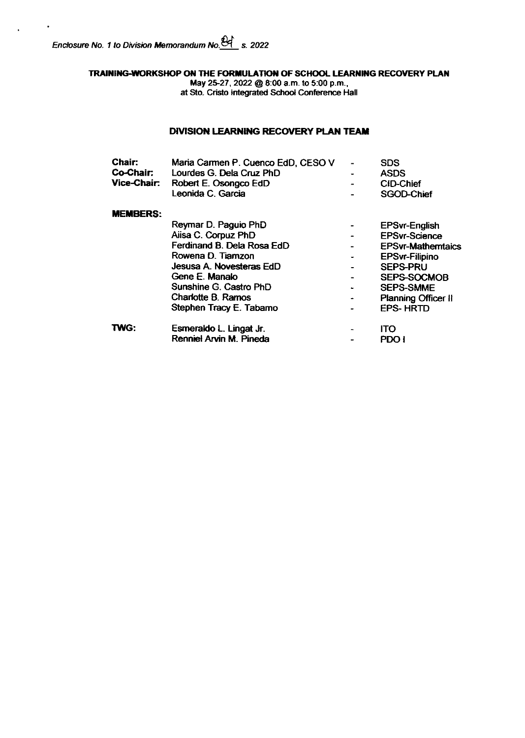*Enclosure No. 1 to Division Memorandum No. 84 s. 2022*

**TRAINING-WORKSHOP ON THE FORMULATION OF SCHOOL LEARNING RECOVERY PLAN**
May 25-27, 2022 @ 8:00 a.m. to 5:00 p.m.,
at Sto. Cristo Integrated School Conference Hall

**DIVISION LEARNING RECOVERY PLAN TEAM**

| | | | |
|---|---|---|---|
| **Chair:** | Maria Carmen P. Cuenco EdD, CESO V | - | SDS |
| **Co-Chair:** | Lourdes G. Dela Cruz PhD | - | ASDS |
| **Vice-Chair:** | Robert E. Osongco EdD | - | CID-Chief |
| | Leonida C. Garcia | - | SGOD-Chief |
| **MEMBERS:** | | | |
| | Reymar D. Paguio PhD | - | EPSvr-English |
| | Aiisa C. Corpuz PhD | - | EPSvr-Science |
| | Ferdinand B. Dela Rosa EdD | - | EPSvr-Mathemtaics |
| | Rowena D. Tiamzon | - | EPSvr-Filipino |
| | Jesusa A. Novesteras EdD | - | SEPS-PRU |
| | Gene E. Manalo | - | SEPS-SOCMOB |
| | Sunshine G. Castro PhD | - | SEPS-SMME |
| | Charlotte B. Ramos | - | Planning Officer II |
| | Stephen Tracy E. Tabamo | - | EPS- HRTD |
| **TWG:** | Esmeraldo L. Lingat Jr. | - | ITO |
| | Renniel Arvin M. Pineda | - | PDO I |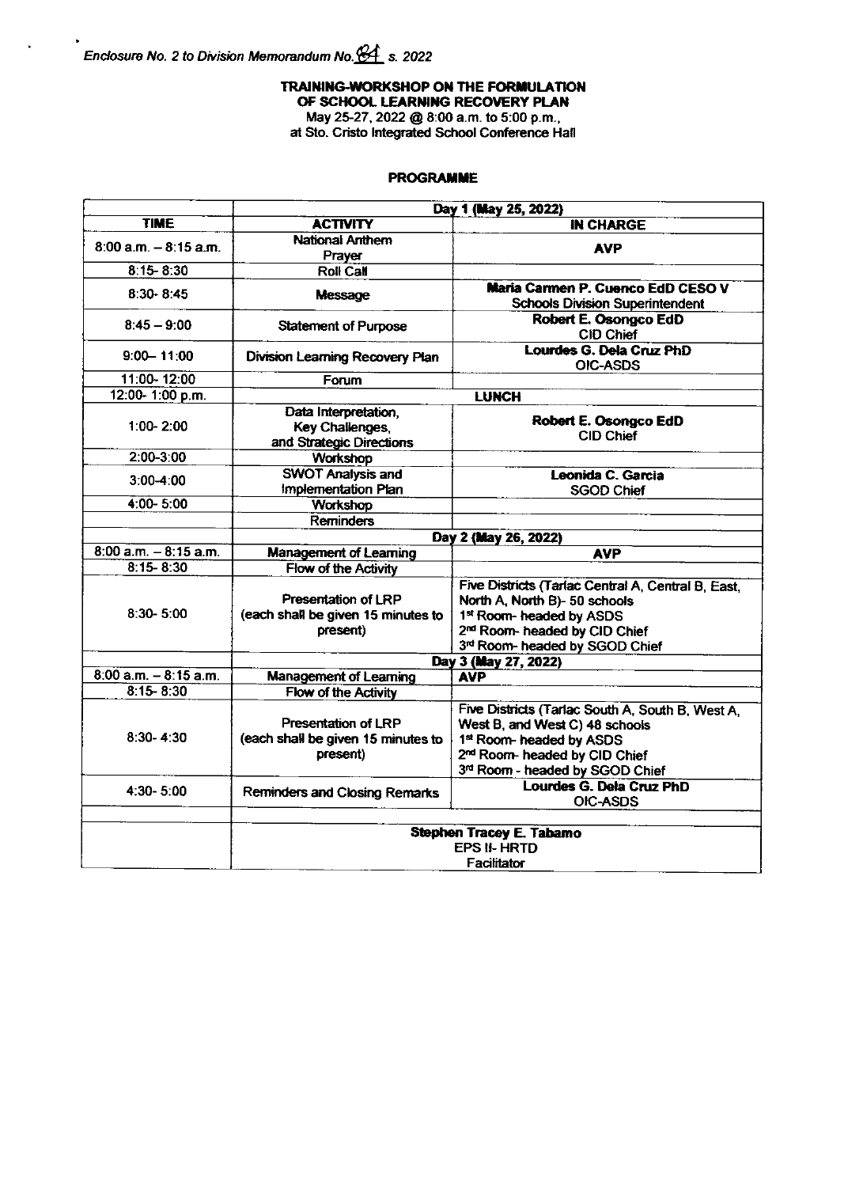*Enclosure No. 2 to Division Memorandum No. 84 s. 2022*

**TRAINING-WORKSHOP ON THE FORMULATION OF SCHOOL LEARNING RECOVERY PLAN**
May 25-27, 2022 @ 8:00 a.m. to 5:00 p.m.,
at Sto. Cristo Integrated School Conference Hall

**PROGRAMME**

| | Day 1 (May 25, 2022) | |
|---|---|---|
| **TIME** | **ACTIVITY** | **IN CHARGE** |
| 8:00 a.m. – 8:15 a.m. | National Anthem<br>Prayer | **AVP** |
| 8:15- 8:30 | Roll Call | |
| 8:30- 8:45 | Message | **Maria Carmen P. Cuenco EdD CESO V**<br>Schools Division Superintendent |
| 8:45 – 9:00 | Statement of Purpose | **Robert E. Osongco EdD**<br>CID Chief |
| 9:00– 11:00 | Division Learning Recovery Plan | **Lourdes G. Dela Cruz PhD**<br>OIC-ASDS |
| 11:00- 12:00 | Forum | |
| 12:00- 1:00 p.m. | **LUNCH** | |
| 1:00- 2:00 | Data Interpretation,<br>Key Challenges,<br>and Strategic Directions | **Robert E. Osongco EdD**<br>CID Chief |
| 2:00-3:00 | Workshop | |
| 3:00-4:00 | SWOT Analysis and<br>Implementation Plan | **Leonida C. Garcia**<br>SGOD Chief |
| 4:00- 5:00 | Workshop | |
| | Reminders | |
| | Day 2 (May 26, 2022) | |
| 8:00 a.m. – 8:15 a.m. | Management of Learning | **AVP** |
| 8:15- 8:30 | Flow of the Activity | |
| 8:30- 5:00 | Presentation of LRP<br>(each shall be given 15 minutes to present) | Five Districts (Tarlac Central A, Central B, East, North A, North B)- 50 schools<br>1st Room- headed by ASDS<br>2nd Room- headed by CID Chief<br>3rd Room- headed by SGOD Chief |
| | Day 3 (May 27, 2022) | |
| 8:00 a.m. – 8:15 a.m. | Management of Learning | **AVP** |
| 8:15- 8:30 | Flow of the Activity | |
| 8:30- 4:30 | Presentation of LRP<br>(each shall be given 15 minutes to present) | Five Districts (Tarlac South A, South B, West A, West B, and West C) 48 schools<br>1st Room- headed by ASDS<br>2nd Room- headed by CID Chief<br>3rd Room - headed by SGOD Chief |
| 4:30- 5:00 | Reminders and Closing Remarks | **Lourdes G. Dela Cruz PhD**<br>OIC-ASDS |
| | | |
| | **Stephen Tracey E. Tabamo**<br>EPS II- HRTD<br>Facilitator | |